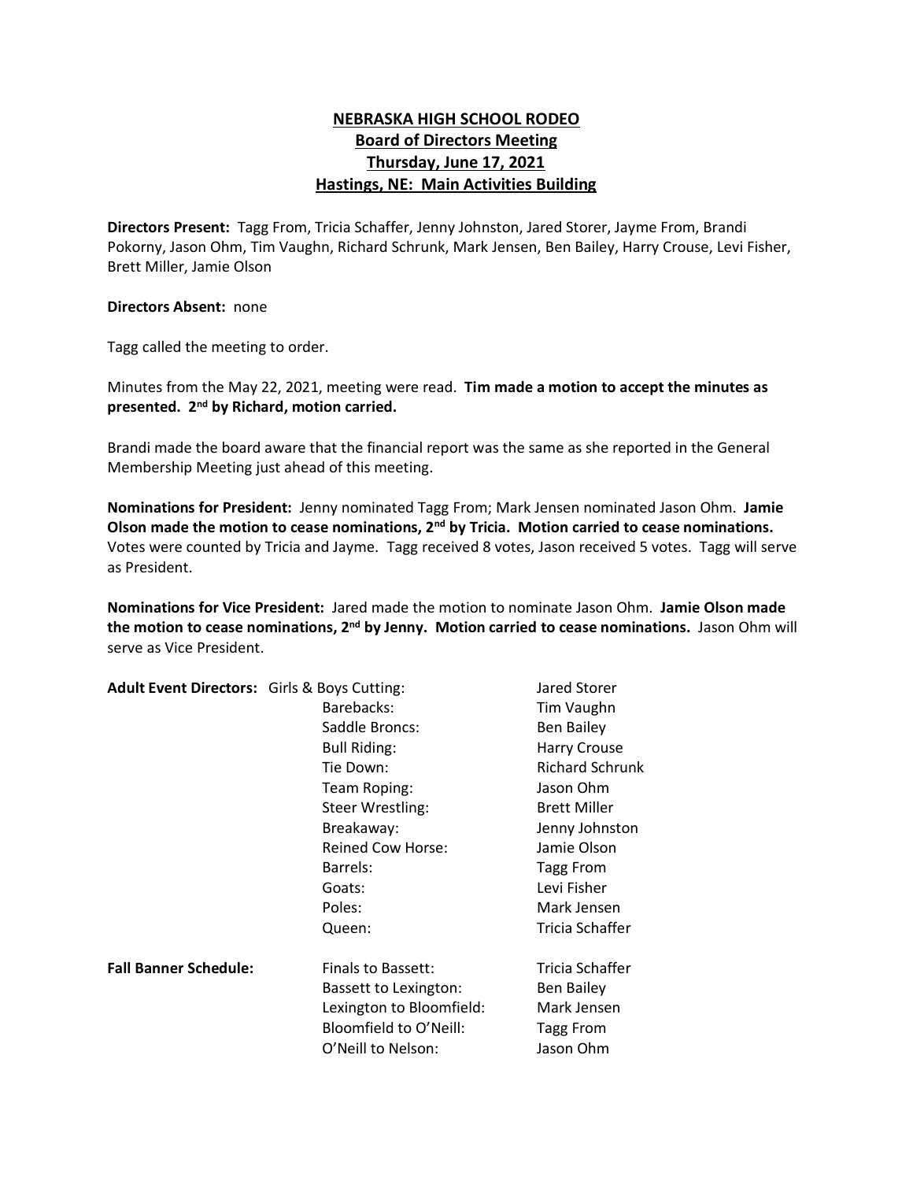# NEBRASKA HIGH SCHOOL RODEO
## Board of Directors Meeting
## Thursday, June 17, 2021
## Hastings, NE: Main Activities Building

**Directors Present:** Tagg From, Tricia Schaffer, Jenny Johnston, Jared Storer, Jayme From, Brandi Pokorny, Jason Ohm, Tim Vaughn, Richard Schrunk, Mark Jensen, Ben Bailey, Harry Crouse, Levi Fisher, Brett Miller, Jamie Olson

**Directors Absent:** none

Tagg called the meeting to order.

Minutes from the May 22, 2021, meeting were read. **Tim made a motion to accept the minutes as presented. 2nd by Richard, motion carried.**

Brandi made the board aware that the financial report was the same as she reported in the General Membership Meeting just ahead of this meeting.

**Nominations for President:** Jenny nominated Tagg From; Mark Jensen nominated Jason Ohm. **Jamie Olson made the motion to cease nominations, 2nd by Tricia. Motion carried to cease nominations.** Votes were counted by Tricia and Jayme. Tagg received 8 votes, Jason received 5 votes. Tagg will serve as President.

**Nominations for Vice President:** Jared made the motion to nominate Jason Ohm. **Jamie Olson made the motion to cease nominations, 2nd by Jenny. Motion carried to cease nominations.** Jason Ohm will serve as Vice President.

**Adult Event Directors:**

| Event | Director |
|---|---|
| Girls & Boys Cutting: | Jared Storer |
| Barebacks: | Tim Vaughn |
| Saddle Broncs: | Ben Bailey |
| Bull Riding: | Harry Crouse |
| Tie Down: | Richard Schrunk |
| Team Roping: | Jason Ohm |
| Steer Wrestling: | Brett Miller |
| Breakaway: | Jenny Johnston |
| Reined Cow Horse: | Jamie Olson |
| Barrels: | Tagg From |
| Goats: | Levi Fisher |
| Poles: | Mark Jensen |
| Queen: | Tricia Schaffer |

**Fall Banner Schedule:**

| Route | Director |
|---|---|
| Finals to Bassett: | Tricia Schaffer |
| Bassett to Lexington: | Ben Bailey |
| Lexington to Bloomfield: | Mark Jensen |
| Bloomfield to O'Neill: | Tagg From |
| O'Neill to Nelson: | Jason Ohm |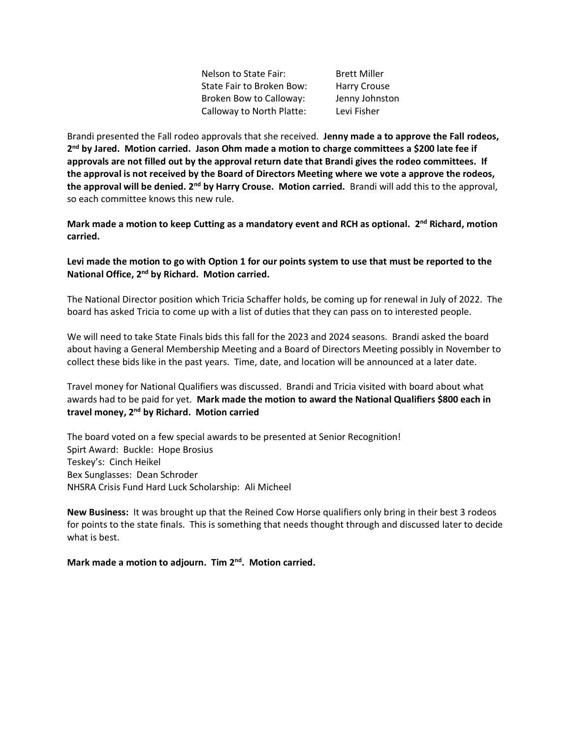| | |
|---|---|
| Nelson to State Fair: | Brett Miller |
| State Fair to Broken Bow: | Harry Crouse |
| Broken Bow to Calloway: | Jenny Johnston |
| Calloway to North Platte: | Levi Fisher |

Brandi presented the Fall rodeo approvals that she received. **Jenny made a to approve the Fall rodeos, 2nd by Jared. Motion carried. Jason Ohm made a motion to charge committees a $200 late fee if approvals are not filled out by the approval return date that Brandi gives the rodeo committees. If the approval is not received by the Board of Directors Meeting where we vote a approve the rodeos, the approval will be denied. 2nd by Harry Crouse. Motion carried.** Brandi will add this to the approval, so each committee knows this new rule.

**Mark made a motion to keep Cutting as a mandatory event and RCH as optional. 2nd Richard, motion carried.**

**Levi made the motion to go with Option 1 for our points system to use that must be reported to the National Office, 2nd by Richard. Motion carried.**

The National Director position which Tricia Schaffer holds, be coming up for renewal in July of 2022. The board has asked Tricia to come up with a list of duties that they can pass on to interested people.

We will need to take State Finals bids this fall for the 2023 and 2024 seasons. Brandi asked the board about having a General Membership Meeting and a Board of Directors Meeting possibly in November to collect these bids like in the past years. Time, date, and location will be announced at a later date.

Travel money for National Qualifiers was discussed. Brandi and Tricia visited with board about what awards had to be paid for yet. **Mark made the motion to award the National Qualifiers $800 each in travel money, 2nd by Richard. Motion carried**

The board voted on a few special awards to be presented at Senior Recognition!
Spirt Award: Buckle: Hope Brosius
Teskey's: Cinch Heikel
Bex Sunglasses: Dean Schroder
NHSRA Crisis Fund Hard Luck Scholarship: Ali Micheel

**New Business:** It was brought up that the Reined Cow Horse qualifiers only bring in their best 3 rodeos for points to the state finals. This is something that needs thought through and discussed later to decide what is best.

**Mark made a motion to adjourn. Tim 2nd. Motion carried.**